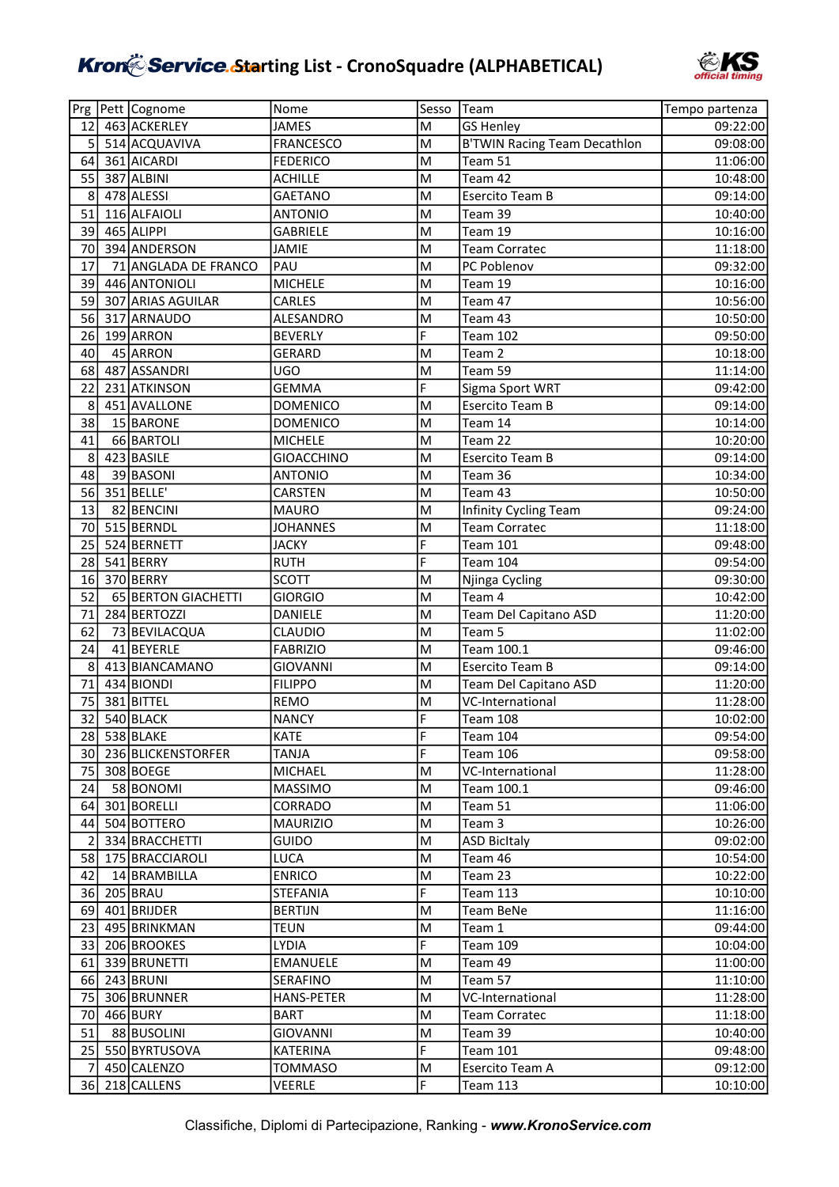# Starting List - CronoSquadre (ALPHABETICAL)

| Prg | Pett | Cognome | Nome | Sesso | Team | Tempo partenza |
|---|---|---|---|---|---|---|
| 12 | 463 | ACKERLEY | JAMES | M | GS Henley | 09:22:00 |
| 5 | 514 | ACQUAVIVA | FRANCESCO | M | B'TWIN Racing Team Decathlon | 09:08:00 |
| 64 | 361 | AICARDI | FEDERICO | M | Team 51 | 11:06:00 |
| 55 | 387 | ALBINI | ACHILLE | M | Team 42 | 10:48:00 |
| 8 | 478 | ALESSI | GAETANO | M | Esercito Team B | 09:14:00 |
| 51 | 116 | ALFAIOLI | ANTONIO | M | Team 39 | 10:40:00 |
| 39 | 465 | ALIPPI | GABRIELE | M | Team 19 | 10:16:00 |
| 70 | 394 | ANDERSON | JAMIE | M | Team Corratec | 11:18:00 |
| 17 | 71 | ANGLADA DE FRANCO | PAU | M | PC Poblenov | 09:32:00 |
| 39 | 446 | ANTONIOLI | MICHELE | M | Team 19 | 10:16:00 |
| 59 | 307 | ARIAS AGUILAR | CARLES | M | Team 47 | 10:56:00 |
| 56 | 317 | ARNAUDO | ALESANDRO | M | Team 43 | 10:50:00 |
| 26 | 199 | ARRON | BEVERLY | F | Team 102 | 09:50:00 |
| 40 | 45 | ARRON | GERARD | M | Team 2 | 10:18:00 |
| 68 | 487 | ASSANDRI | UGO | M | Team 59 | 11:14:00 |
| 22 | 231 | ATKINSON | GEMMA | F | Sigma Sport WRT | 09:42:00 |
| 8 | 451 | AVALLONE | DOMENICO | M | Esercito Team B | 09:14:00 |
| 38 | 15 | BARONE | DOMENICO | M | Team 14 | 10:14:00 |
| 41 | 66 | BARTOLI | MICHELE | M | Team 22 | 10:20:00 |
| 8 | 423 | BASILE | GIOACCHINO | M | Esercito Team B | 09:14:00 |
| 48 | 39 | BASONI | ANTONIO | M | Team 36 | 10:34:00 |
| 56 | 351 | BELLE' | CARSTEN | M | Team 43 | 10:50:00 |
| 13 | 82 | BENCINI | MAURO | M | Infinity Cycling Team | 09:24:00 |
| 70 | 515 | BERNDL | JOHANNES | M | Team Corratec | 11:18:00 |
| 25 | 524 | BERNETT | JACKY | F | Team 101 | 09:48:00 |
| 28 | 541 | BERRY | RUTH | F | Team 104 | 09:54:00 |
| 16 | 370 | BERRY | SCOTT | M | Njinga Cycling | 09:30:00 |
| 52 | 65 | BERTON GIACHETTI | GIORGIO | M | Team 4 | 10:42:00 |
| 71 | 284 | BERTOZZI | DANIELE | M | Team Del Capitano ASD | 11:20:00 |
| 62 | 73 | BEVILACQUA | CLAUDIO | M | Team 5 | 11:02:00 |
| 24 | 41 | BEYERLE | FABRIZIO | M | Team 100.1 | 09:46:00 |
| 8 | 413 | BIANCAMANO | GIOVANNI | M | Esercito Team B | 09:14:00 |
| 71 | 434 | BIONDI | FILIPPO | M | Team Del Capitano ASD | 11:20:00 |
| 75 | 381 | BITTEL | REMO | M | VC-International | 11:28:00 |
| 32 | 540 | BLACK | NANCY | F | Team 108 | 10:02:00 |
| 28 | 538 | BLAKE | KATE | F | Team 104 | 09:54:00 |
| 30 | 236 | BLICKENSTORFER | TANJA | F | Team 106 | 09:58:00 |
| 75 | 308 | BOEGE | MICHAEL | M | VC-International | 11:28:00 |
| 24 | 58 | BONOMI | MASSIMO | M | Team 100.1 | 09:46:00 |
| 64 | 301 | BORELLI | CORRADO | M | Team 51 | 11:06:00 |
| 44 | 504 | BOTTERO | MAURIZIO | M | Team 3 | 10:26:00 |
| 2 | 334 | BRACCHETTI | GUIDO | M | ASD BicItaly | 09:02:00 |
| 58 | 175 | BRACCIAROLI | LUCA | M | Team 46 | 10:54:00 |
| 42 | 14 | BRAMBILLA | ENRICO | M | Team 23 | 10:22:00 |
| 36 | 205 | BRAU | STEFANIA | F | Team 113 | 10:10:00 |
| 69 | 401 | BRIJDER | BERTIJN | M | Team BeNe | 11:16:00 |
| 23 | 495 | BRINKMAN | TEUN | M | Team 1 | 09:44:00 |
| 33 | 206 | BROOKES | LYDIA | F | Team 109 | 10:04:00 |
| 61 | 339 | BRUNETTI | EMANUELE | M | Team 49 | 11:00:00 |
| 66 | 243 | BRUNI | SERAFINO | M | Team 57 | 11:10:00 |
| 75 | 306 | BRUNNER | HANS-PETER | M | VC-International | 11:28:00 |
| 70 | 466 | BURY | BART | M | Team Corratec | 11:18:00 |
| 51 | 88 | BUSOLINI | GIOVANNI | M | Team 39 | 10:40:00 |
| 25 | 550 | BYRTUSOVA | KATERINA | F | Team 101 | 09:48:00 |
| 7 | 450 | CALENZO | TOMMASO | M | Esercito Team A | 09:12:00 |
| 36 | 218 | CALLENS | VEERLE | F | Team 113 | 10:10:00 |

Classifiche, Diplomi di Partecipazione, Ranking - ***www.KronoService.com***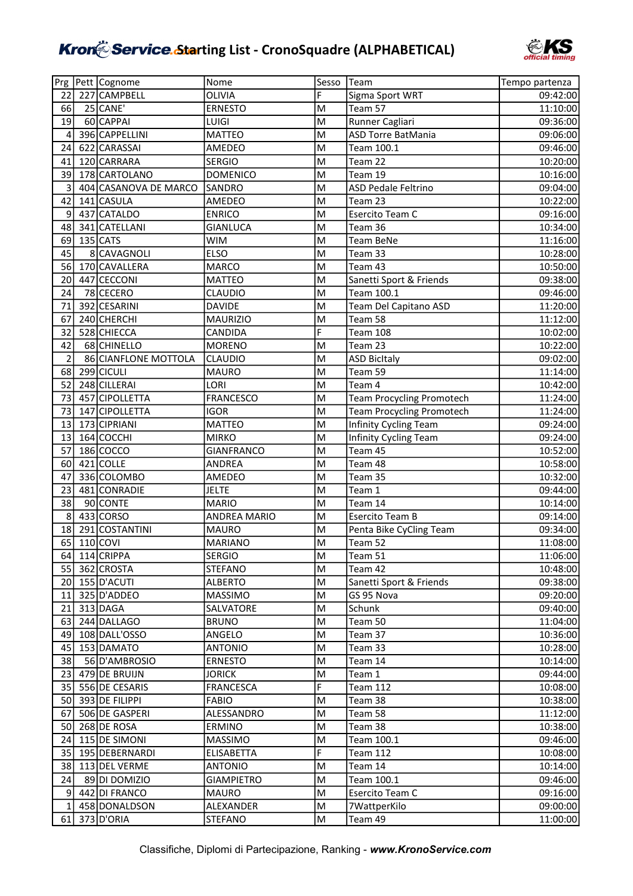# KronoService Starting List - CronoSquadre (ALPHABETICAL)

| Prg | Pett | Cognome | Nome | Sesso | Team | Tempo partenza |
|---|---|---|---|---|---|---|
| 22 | 227 | CAMPBELL | OLIVIA | F | Sigma Sport WRT | 09:42:00 |
| 66 | 25 | CANE' | ERNESTO | M | Team 57 | 11:10:00 |
| 19 | 60 | CAPPAI | LUIGI | M | Runner Cagliari | 09:36:00 |
| 4 | 396 | CAPPELLINI | MATTEO | M | ASD Torre BatMania | 09:06:00 |
| 24 | 622 | CARASSAI | AMEDEO | M | Team 100.1 | 09:46:00 |
| 41 | 120 | CARRARA | SERGIO | M | Team 22 | 10:20:00 |
| 39 | 178 | CARTOLANO | DOMENICO | M | Team 19 | 10:16:00 |
| 3 | 404 | CASANOVA DE MARCO | SANDRO | M | ASD Pedale Feltrino | 09:04:00 |
| 42 | 141 | CASULA | AMEDEO | M | Team 23 | 10:22:00 |
| 9 | 437 | CATALDO | ENRICO | M | Esercito Team C | 09:16:00 |
| 48 | 341 | CATELLANI | GIANLUCA | M | Team 36 | 10:34:00 |
| 69 | 135 | CATS | WIM | M | Team BeNe | 11:16:00 |
| 45 | 8 | CAVAGNOLI | ELSO | M | Team 33 | 10:28:00 |
| 56 | 170 | CAVALLERA | MARCO | M | Team 43 | 10:50:00 |
| 20 | 447 | CECCONI | MATTEO | M | Sanetti Sport & Friends | 09:38:00 |
| 24 | 78 | CECERO | CLAUDIO | M | Team 100.1 | 09:46:00 |
| 71 | 392 | CESARINI | DAVIDE | M | Team Del Capitano ASD | 11:20:00 |
| 67 | 240 | CHERCHI | MAURIZIO | M | Team 58 | 11:12:00 |
| 32 | 528 | CHIECCA | CANDIDA | F | Team 108 | 10:02:00 |
| 42 | 68 | CHINELLO | MORENO | M | Team 23 | 10:22:00 |
| 2 | 86 | CIANFLONE MOTTOLA | CLAUDIO | M | ASD BicItaly | 09:02:00 |
| 68 | 299 | CICULI | MAURO | M | Team 59 | 11:14:00 |
| 52 | 248 | CILLERAI | LORI | M | Team 4 | 10:42:00 |
| 73 | 457 | CIPOLLETTA | FRANCESCO | M | Team Procycling Promotech | 11:24:00 |
| 73 | 147 | CIPOLLETTA | IGOR | M | Team Procycling Promotech | 11:24:00 |
| 13 | 173 | CIPRIANI | MATTEO | M | Infinity Cycling Team | 09:24:00 |
| 13 | 164 | COCCHI | MIRKO | M | Infinity Cycling Team | 09:24:00 |
| 57 | 186 | COCCO | GIANFRANCO | M | Team 45 | 10:52:00 |
| 60 | 421 | COLLE | ANDREA | M | Team 48 | 10:58:00 |
| 47 | 336 | COLOMBO | AMEDEO | M | Team 35 | 10:32:00 |
| 23 | 481 | CONRADIE | JELTE | M | Team 1 | 09:44:00 |
| 38 | 90 | CONTE | MARIO | M | Team 14 | 10:14:00 |
| 8 | 433 | CORSO | ANDREA MARIO | M | Esercito Team B | 09:14:00 |
| 18 | 291 | COSTANTINI | MAURO | M | Penta Bike CyCling Team | 09:34:00 |
| 65 | 110 | COVI | MARIANO | M | Team 52 | 11:08:00 |
| 64 | 114 | CRIPPA | SERGIO | M | Team 51 | 11:06:00 |
| 55 | 362 | CROSTA | STEFANO | M | Team 42 | 10:48:00 |
| 20 | 155 | D'ACUTI | ALBERTO | M | Sanetti Sport & Friends | 09:38:00 |
| 11 | 325 | D'ADDEO | MASSIMO | M | GS 95 Nova | 09:20:00 |
| 21 | 313 | DAGA | SALVATORE | M | Schunk | 09:40:00 |
| 63 | 244 | DALLAGO | BRUNO | M | Team 50 | 11:04:00 |
| 49 | 108 | DALL'OSSO | ANGELO | M | Team 37 | 10:36:00 |
| 45 | 153 | DAMATO | ANTONIO | M | Team 33 | 10:28:00 |
| 38 | 56 | D'AMBROSIO | ERNESTO | M | Team 14 | 10:14:00 |
| 23 | 479 | DE BRUIJN | JORICK | M | Team 1 | 09:44:00 |
| 35 | 556 | DE CESARIS | FRANCESCA | F | Team 112 | 10:08:00 |
| 50 | 393 | DE FILIPPI | FABIO | M | Team 38 | 10:38:00 |
| 67 | 506 | DE GASPERI | ALESSANDRO | M | Team 58 | 11:12:00 |
| 50 | 268 | DE ROSA | ERMINO | M | Team 38 | 10:38:00 |
| 24 | 115 | DE SIMONI | MASSIMO | M | Team 100.1 | 09:46:00 |
| 35 | 195 | DEBERNARDI | ELISABETTA | F | Team 112 | 10:08:00 |
| 38 | 113 | DEL VERME | ANTONIO | M | Team 14 | 10:14:00 |
| 24 | 89 | DI DOMIZIO | GIAMPIETRO | M | Team 100.1 | 09:46:00 |
| 9 | 442 | DI FRANCO | MAURO | M | Esercito Team C | 09:16:00 |
| 1 | 458 | DONALDSON | ALEXANDER | M | 7WattperKilo | 09:00:00 |
| 61 | 373 | D'ORIA | STEFANO | M | Team 49 | 11:00:00 |

Classifiche, Diplomi di Partecipazione, Ranking - ***www.KronoService.com***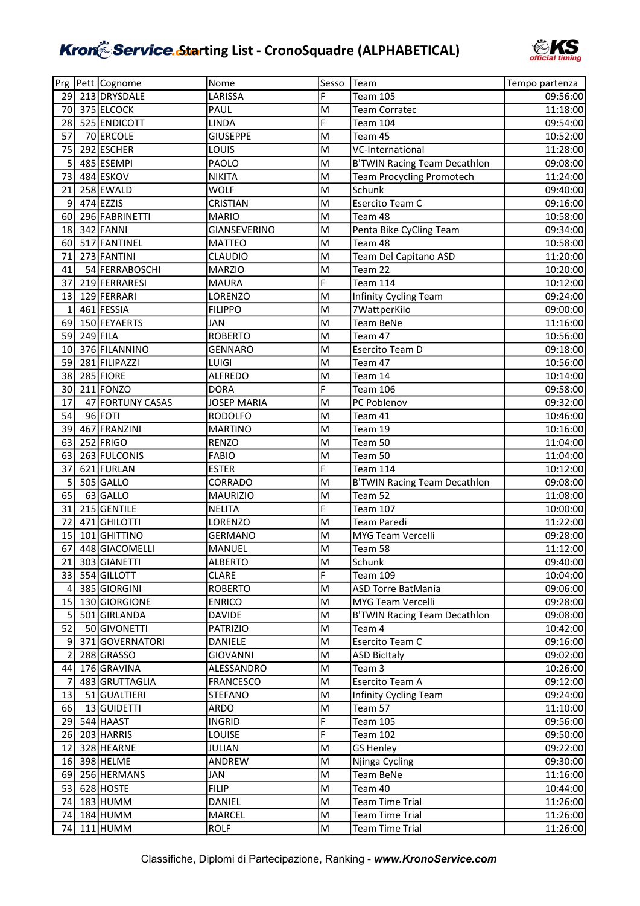# KronoService Starting List - CronoSquadre (ALPHABETICAL)

| Prg | Pett | Cognome | Nome | Sesso | Team | Tempo partenza |
|---|---|---|---|---|---|---|
| 29 | 213 | DRYSDALE | LARISSA | F | Team 105 | 09:56:00 |
| 70 | 375 | ELCOCK | PAUL | M | Team Corratec | 11:18:00 |
| 28 | 525 | ENDICOTT | LINDA | F | Team 104 | 09:54:00 |
| 57 | 70 | ERCOLE | GIUSEPPE | M | Team 45 | 10:52:00 |
| 75 | 292 | ESCHER | LOUIS | M | VC-International | 11:28:00 |
| 5 | 485 | ESEMPI | PAOLO | M | B'TWIN Racing Team Decathlon | 09:08:00 |
| 73 | 484 | ESKOV | NIKITA | M | Team Procycling Promotech | 11:24:00 |
| 21 | 258 | EWALD | WOLF | M | Schunk | 09:40:00 |
| 9 | 474 | EZZIS | CRISTIAN | M | Esercito Team C | 09:16:00 |
| 60 | 296 | FABRINETTI | MARIO | M | Team 48 | 10:58:00 |
| 18 | 342 | FANNI | GIANSEVERINO | M | Penta Bike CyCling Team | 09:34:00 |
| 60 | 517 | FANTINEL | MATTEO | M | Team 48 | 10:58:00 |
| 71 | 273 | FANTINI | CLAUDIO | M | Team Del Capitano ASD | 11:20:00 |
| 41 | 54 | FERRABOSCHI | MARZIO | M | Team 22 | 10:20:00 |
| 37 | 219 | FERRARESI | MAURA | F | Team 114 | 10:12:00 |
| 13 | 129 | FERRARI | LORENZO | M | Infinity Cycling Team | 09:24:00 |
| 1 | 461 | FESSIA | FILIPPO | M | 7WattperKilo | 09:00:00 |
| 69 | 150 | FEYAERTS | JAN | M | Team BeNe | 11:16:00 |
| 59 | 249 | FILA | ROBERTO | M | Team 47 | 10:56:00 |
| 10 | 376 | FILANNINO | GENNARO | M | Esercito Team D | 09:18:00 |
| 59 | 281 | FILIPAZZI | LUIGI | M | Team 47 | 10:56:00 |
| 38 | 285 | FIORE | ALFREDO | M | Team 14 | 10:14:00 |
| 30 | 211 | FONZO | DORA | F | Team 106 | 09:58:00 |
| 17 | 47 | FORTUNY CASAS | JOSEP MARIA | M | PC Poblenov | 09:32:00 |
| 54 | 96 | FOTI | RODOLFO | M | Team 41 | 10:46:00 |
| 39 | 467 | FRANZINI | MARTINO | M | Team 19 | 10:16:00 |
| 63 | 252 | FRIGO | RENZO | M | Team 50 | 11:04:00 |
| 63 | 263 | FULCONIS | FABIO | M | Team 50 | 11:04:00 |
| 37 | 621 | FURLAN | ESTER | F | Team 114 | 10:12:00 |
| 5 | 505 | GALLO | CORRADO | M | B'TWIN Racing Team Decathlon | 09:08:00 |
| 65 | 63 | GALLO | MAURIZIO | M | Team 52 | 11:08:00 |
| 31 | 215 | GENTILE | NELITA | F | Team 107 | 10:00:00 |
| 72 | 471 | GHILOTTI | LORENZO | M | Team Paredi | 11:22:00 |
| 15 | 101 | GHITTINO | GERMANO | M | MYG Team Vercelli | 09:28:00 |
| 67 | 448 | GIACOMELLI | MANUEL | M | Team 58 | 11:12:00 |
| 21 | 303 | GIANETTI | ALBERTO | M | Schunk | 09:40:00 |
| 33 | 554 | GILLOTT | CLARE | F | Team 109 | 10:04:00 |
| 4 | 385 | GIORGINI | ROBERTO | M | ASD Torre BatMania | 09:06:00 |
| 15 | 130 | GIORGIONE | ENRICO | M | MYG Team Vercelli | 09:28:00 |
| 5 | 501 | GIRLANDA | DAVIDE | M | B'TWIN Racing Team Decathlon | 09:08:00 |
| 52 | 50 | GIVONETTI | PATRIZIO | M | Team 4 | 10:42:00 |
| 9 | 371 | GOVERNATORI | DANIELE | M | Esercito Team C | 09:16:00 |
| 2 | 288 | GRASSO | GIOVANNI | M | ASD BicItaly | 09:02:00 |
| 44 | 176 | GRAVINA | ALESSANDRO | M | Team 3 | 10:26:00 |
| 7 | 483 | GRUTTAGLIA | FRANCESCO | M | Esercito Team A | 09:12:00 |
| 13 | 51 | GUALTIERI | STEFANO | M | Infinity Cycling Team | 09:24:00 |
| 66 | 13 | GUIDETTI | ARDO | M | Team 57 | 11:10:00 |
| 29 | 544 | HAAST | INGRID | F | Team 105 | 09:56:00 |
| 26 | 203 | HARRIS | LOUISE | F | Team 102 | 09:50:00 |
| 12 | 328 | HEARNE | JULIAN | M | GS Henley | 09:22:00 |
| 16 | 398 | HELME | ANDREW | M | Njinga Cycling | 09:30:00 |
| 69 | 256 | HERMANS | JAN | M | Team BeNe | 11:16:00 |
| 53 | 628 | HOSTE | FILIP | M | Team 40 | 10:44:00 |
| 74 | 183 | HUMM | DANIEL | M | Team Time Trial | 11:26:00 |
| 74 | 184 | HUMM | MARCEL | M | Team Time Trial | 11:26:00 |
| 74 | 111 | HUMM | ROLF | M | Team Time Trial | 11:26:00 |

Classifiche, Diplomi di Partecipazione, Ranking - ***www.KronoService.com***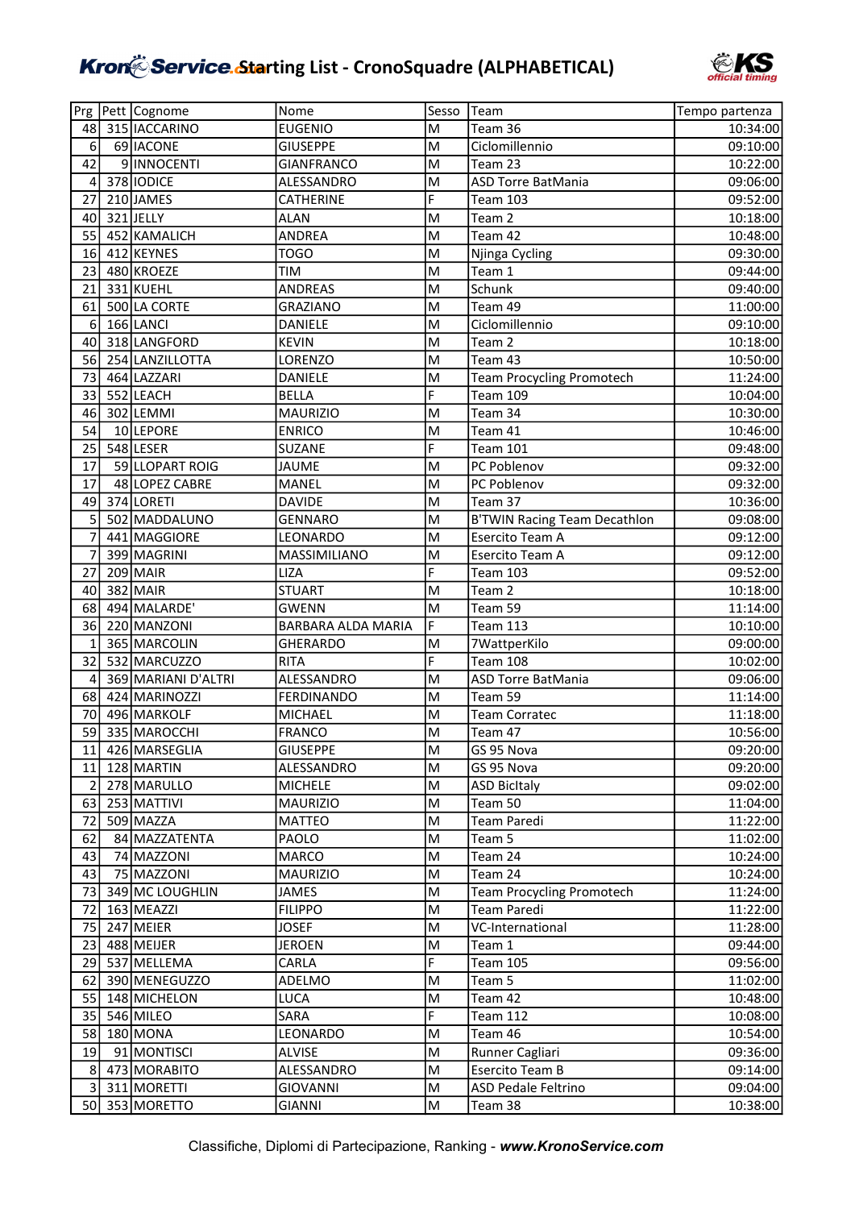# KronoService Starting List - CronoSquadre (ALPHABETICAL)

| Prg | Pett | Cognome | Nome | Sesso | Team | Tempo partenza |
|---|---|---|---|---|---|---|
| 48 | 315 | IACCARINO | EUGENIO | M | Team 36 | 10:34:00 |
| 6 | 69 | IACONE | GIUSEPPE | M | Ciclomillennio | 09:10:00 |
| 42 | 9 | INNOCENTI | GIANFRANCO | M | Team 23 | 10:22:00 |
| 4 | 378 | IODICE | ALESSANDRO | M | ASD Torre BatMania | 09:06:00 |
| 27 | 210 | JAMES | CATHERINE | F | Team 103 | 09:52:00 |
| 40 | 321 | JELLY | ALAN | M | Team 2 | 10:18:00 |
| 55 | 452 | KAMALICH | ANDREA | M | Team 42 | 10:48:00 |
| 16 | 412 | KEYNES | TOGO | M | Njinga Cycling | 09:30:00 |
| 23 | 480 | KROEZE | TIM | M | Team 1 | 09:44:00 |
| 21 | 331 | KUEHL | ANDREAS | M | Schunk | 09:40:00 |
| 61 | 500 | LA CORTE | GRAZIANO | M | Team 49 | 11:00:00 |
| 6 | 166 | LANCI | DANIELE | M | Ciclomillennio | 09:10:00 |
| 40 | 318 | LANGFORD | KEVIN | M | Team 2 | 10:18:00 |
| 56 | 254 | LANZILLOTTA | LORENZO | M | Team 43 | 10:50:00 |
| 73 | 464 | LAZZARI | DANIELE | M | Team Procycling Promotech | 11:24:00 |
| 33 | 552 | LEACH | BELLA | F | Team 109 | 10:04:00 |
| 46 | 302 | LEMMI | MAURIZIO | M | Team 34 | 10:30:00 |
| 54 | 10 | LEPORE | ENRICO | M | Team 41 | 10:46:00 |
| 25 | 548 | LESER | SUZANE | F | Team 101 | 09:48:00 |
| 17 | 59 | LLOPART ROIG | JAUME | M | PC Poblenov | 09:32:00 |
| 17 | 48 | LOPEZ CABRE | MANEL | M | PC Poblenov | 09:32:00 |
| 49 | 374 | LORETI | DAVIDE | M | Team 37 | 10:36:00 |
| 5 | 502 | MADDALUNO | GENNARO | M | B'TWIN Racing Team Decathlon | 09:08:00 |
| 7 | 441 | MAGGIORE | LEONARDO | M | Esercito Team A | 09:12:00 |
| 7 | 399 | MAGRINI | MASSIMILIANO | M | Esercito Team A | 09:12:00 |
| 27 | 209 | MAIR | LIZA | F | Team 103 | 09:52:00 |
| 40 | 382 | MAIR | STUART | M | Team 2 | 10:18:00 |
| 68 | 494 | MALARDE' | GWENN | M | Team 59 | 11:14:00 |
| 36 | 220 | MANZONI | BARBARA ALDA MARIA | F | Team 113 | 10:10:00 |
| 1 | 365 | MARCOLIN | GHERARDO | M | 7WattperKilo | 09:00:00 |
| 32 | 532 | MARCUZZO | RITA | F | Team 108 | 10:02:00 |
| 4 | 369 | MARIANI D'ALTRI | ALESSANDRO | M | ASD Torre BatMania | 09:06:00 |
| 68 | 424 | MARINOZZI | FERDINANDO | M | Team 59 | 11:14:00 |
| 70 | 496 | MARKOLF | MICHAEL | M | Team Corratec | 11:18:00 |
| 59 | 335 | MAROCCHI | FRANCO | M | Team 47 | 10:56:00 |
| 11 | 426 | MARSEGLIA | GIUSEPPE | M | GS 95 Nova | 09:20:00 |
| 11 | 128 | MARTIN | ALESSANDRO | M | GS 95 Nova | 09:20:00 |
| 2 | 278 | MARULLO | MICHELE | M | ASD BicItaly | 09:02:00 |
| 63 | 253 | MATTIVI | MAURIZIO | M | Team 50 | 11:04:00 |
| 72 | 509 | MAZZA | MATTEO | M | Team Paredi | 11:22:00 |
| 62 | 84 | MAZZATENTA | PAOLO | M | Team 5 | 11:02:00 |
| 43 | 74 | MAZZONI | MARCO | M | Team 24 | 10:24:00 |
| 43 | 75 | MAZZONI | MAURIZIO | M | Team 24 | 10:24:00 |
| 73 | 349 | MC LOUGHLIN | JAMES | M | Team Procycling Promotech | 11:24:00 |
| 72 | 163 | MEAZZI | FILIPPO | M | Team Paredi | 11:22:00 |
| 75 | 247 | MEIER | JOSEF | M | VC-International | 11:28:00 |
| 23 | 488 | MEIJER | JEROEN | M | Team 1 | 09:44:00 |
| 29 | 537 | MELLEMA | CARLA | F | Team 105 | 09:56:00 |
| 62 | 390 | MENEGUZZO | ADELMO | M | Team 5 | 11:02:00 |
| 55 | 148 | MICHELON | LUCA | M | Team 42 | 10:48:00 |
| 35 | 546 | MILEO | SARA | F | Team 112 | 10:08:00 |
| 58 | 180 | MONA | LEONARDO | M | Team 46 | 10:54:00 |
| 19 | 91 | MONTISCI | ALVISE | M | Runner Cagliari | 09:36:00 |
| 8 | 473 | MORABITO | ALESSANDRO | M | Esercito Team B | 09:14:00 |
| 3 | 311 | MORETTI | GIOVANNI | M | ASD Pedale Feltrino | 09:04:00 |
| 50 | 353 | MORETTO | GIANNI | M | Team 38 | 10:38:00 |

Classifiche, Diplomi di Partecipazione, Ranking - ***www.KronoService.com***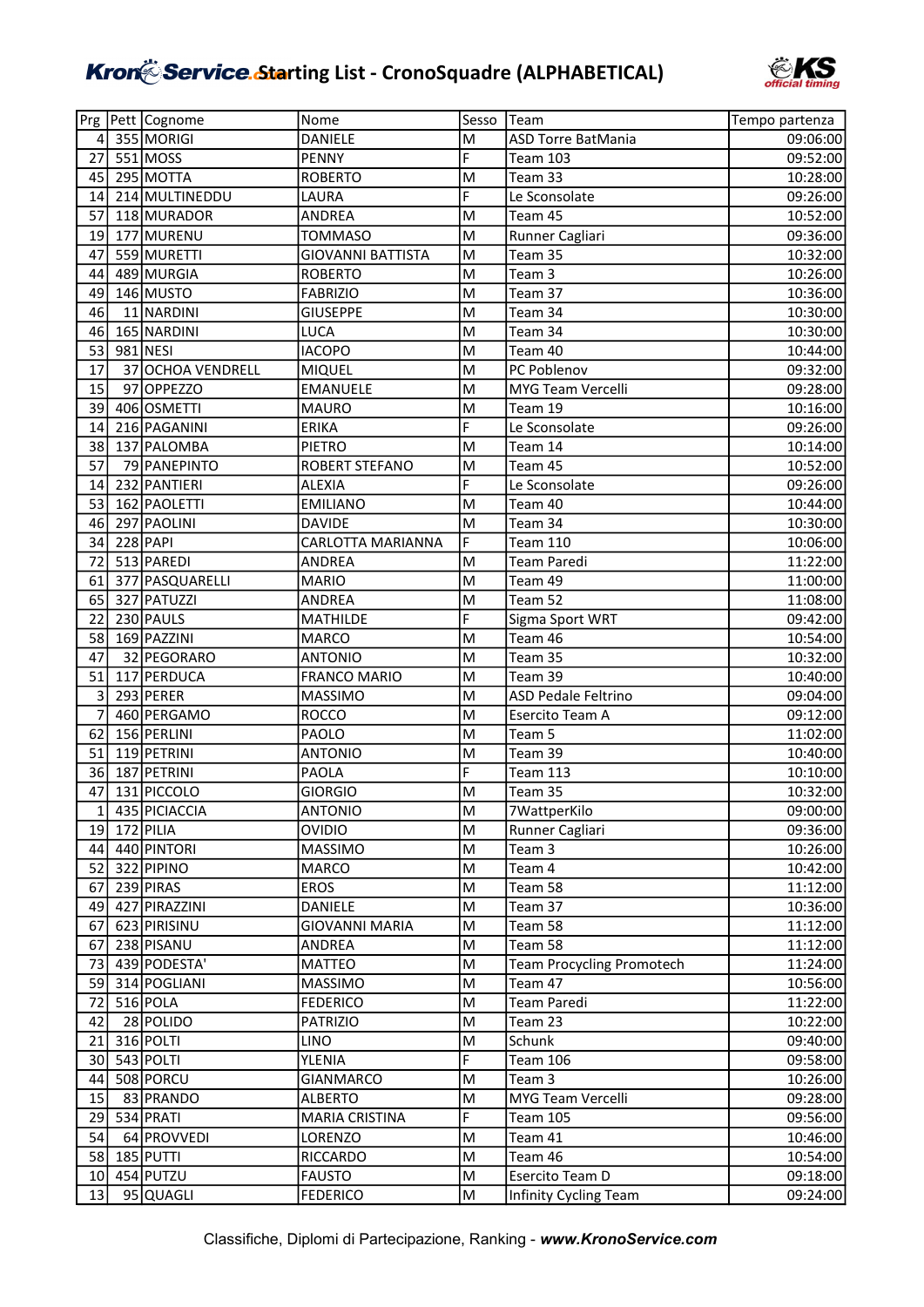# Starting List - CronoSquadre (ALPHABETICAL)

| Prg | Pett | Cognome | Nome | Sesso | Team | Tempo partenza |
|---|---|---|---|---|---|---|
| 4 | 355 | MORIGI | DANIELE | M | ASD Torre BatMania | 09:06:00 |
| 27 | 551 | MOSS | PENNY | F | Team 103 | 09:52:00 |
| 45 | 295 | MOTTA | ROBERTO | M | Team 33 | 10:28:00 |
| 14 | 214 | MULTINEDDU | LAURA | F | Le Sconsolate | 09:26:00 |
| 57 | 118 | MURADOR | ANDREA | M | Team 45 | 10:52:00 |
| 19 | 177 | MURENU | TOMMASO | M | Runner Cagliari | 09:36:00 |
| 47 | 559 | MURETTI | GIOVANNI BATTISTA | M | Team 35 | 10:32:00 |
| 44 | 489 | MURGIA | ROBERTO | M | Team 3 | 10:26:00 |
| 49 | 146 | MUSTO | FABRIZIO | M | Team 37 | 10:36:00 |
| 46 | 11 | NARDINI | GIUSEPPE | M | Team 34 | 10:30:00 |
| 46 | 165 | NARDINI | LUCA | M | Team 34 | 10:30:00 |
| 53 | 981 | NESI | IACOPO | M | Team 40 | 10:44:00 |
| 17 | 37 | OCHOA VENDRELL | MIQUEL | M | PC Poblenov | 09:32:00 |
| 15 | 97 | OPPEZZO | EMANUELE | M | MYG Team Vercelli | 09:28:00 |
| 39 | 406 | OSMETTI | MAURO | M | Team 19 | 10:16:00 |
| 14 | 216 | PAGANINI | ERIKA | F | Le Sconsolate | 09:26:00 |
| 38 | 137 | PALOMBA | PIETRO | M | Team 14 | 10:14:00 |
| 57 | 79 | PANEPINTO | ROBERT STEFANO | M | Team 45 | 10:52:00 |
| 14 | 232 | PANTIERI | ALEXIA | F | Le Sconsolate | 09:26:00 |
| 53 | 162 | PAOLETTI | EMILIANO | M | Team 40 | 10:44:00 |
| 46 | 297 | PAOLINI | DAVIDE | M | Team 34 | 10:30:00 |
| 34 | 228 | PAPI | CARLOTTA MARIANNA | F | Team 110 | 10:06:00 |
| 72 | 513 | PAREDI | ANDREA | M | Team Paredi | 11:22:00 |
| 61 | 377 | PASQUARELLI | MARIO | M | Team 49 | 11:00:00 |
| 65 | 327 | PATUZZI | ANDREA | M | Team 52 | 11:08:00 |
| 22 | 230 | PAULS | MATHILDE | F | Sigma Sport WRT | 09:42:00 |
| 58 | 169 | PAZZINI | MARCO | M | Team 46 | 10:54:00 |
| 47 | 32 | PEGORARO | ANTONIO | M | Team 35 | 10:32:00 |
| 51 | 117 | PERDUCA | FRANCO MARIO | M | Team 39 | 10:40:00 |
| 3 | 293 | PERER | MASSIMO | M | ASD Pedale Feltrino | 09:04:00 |
| 7 | 460 | PERGAMO | ROCCO | M | Esercito Team A | 09:12:00 |
| 62 | 156 | PERLINI | PAOLO | M | Team 5 | 11:02:00 |
| 51 | 119 | PETRINI | ANTONIO | M | Team 39 | 10:40:00 |
| 36 | 187 | PETRINI | PAOLA | F | Team 113 | 10:10:00 |
| 47 | 131 | PICCOLO | GIORGIO | M | Team 35 | 10:32:00 |
| 1 | 435 | PICIACCIA | ANTONIO | M | 7WattperKilo | 09:00:00 |
| 19 | 172 | PILIA | OVIDIO | M | Runner Cagliari | 09:36:00 |
| 44 | 440 | PINTORI | MASSIMO | M | Team 3 | 10:26:00 |
| 52 | 322 | PIPINO | MARCO | M | Team 4 | 10:42:00 |
| 67 | 239 | PIRAS | EROS | M | Team 58 | 11:12:00 |
| 49 | 427 | PIRAZZINI | DANIELE | M | Team 37 | 10:36:00 |
| 67 | 623 | PIRISINU | GIOVANNI MARIA | M | Team 58 | 11:12:00 |
| 67 | 238 | PISANU | ANDREA | M | Team 58 | 11:12:00 |
| 73 | 439 | PODESTA' | MATTEO | M | Team Procycling Promotech | 11:24:00 |
| 59 | 314 | POGLIANI | MASSIMO | M | Team 47 | 10:56:00 |
| 72 | 516 | POLA | FEDERICO | M | Team Paredi | 11:22:00 |
| 42 | 28 | POLIDO | PATRIZIO | M | Team 23 | 10:22:00 |
| 21 | 316 | POLTI | LINO | M | Schunk | 09:40:00 |
| 30 | 543 | POLTI | YLENIA | F | Team 106 | 09:58:00 |
| 44 | 508 | PORCU | GIANMARCO | M | Team 3 | 10:26:00 |
| 15 | 83 | PRANDO | ALBERTO | M | MYG Team Vercelli | 09:28:00 |
| 29 | 534 | PRATI | MARIA CRISTINA | F | Team 105 | 09:56:00 |
| 54 | 64 | PROVVEDI | LORENZO | M | Team 41 | 10:46:00 |
| 58 | 185 | PUTTI | RICCARDO | M | Team 46 | 10:54:00 |
| 10 | 454 | PUTZU | FAUSTO | M | Esercito Team D | 09:18:00 |
| 13 | 95 | QUAGLI | FEDERICO | M | Infinity Cycling Team | 09:24:00 |

Classifiche, Diplomi di Partecipazione, Ranking - ***www.KronoService.com***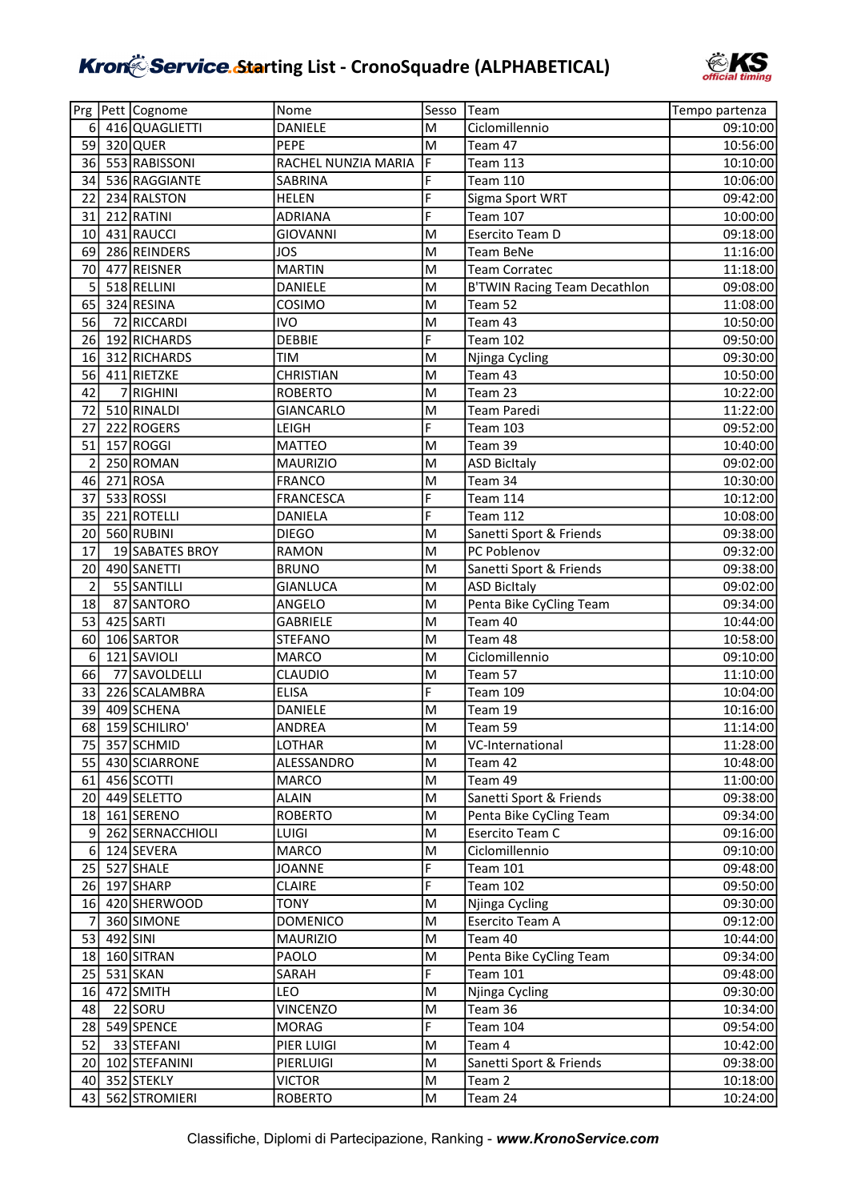# KronoService.com Starting List - CronoSquadre (ALPHABETICAL)

| Prg | Pett | Cognome | Nome | Sesso | Team | Tempo partenza |
|---|---|---|---|---|---|---|
| 6 | 416 | QUAGLIETTI | DANIELE | M | Ciclomillennio | 09:10:00 |
| 59 | 320 | QUER | PEPE | M | Team 47 | 10:56:00 |
| 36 | 553 | RABISSONI | RACHEL NUNZIA MARIA | F | Team 113 | 10:10:00 |
| 34 | 536 | RAGGIANTE | SABRINA | F | Team 110 | 10:06:00 |
| 22 | 234 | RALSTON | HELEN | F | Sigma Sport WRT | 09:42:00 |
| 31 | 212 | RATINI | ADRIANA | F | Team 107 | 10:00:00 |
| 10 | 431 | RAUCCI | GIOVANNI | M | Esercito Team D | 09:18:00 |
| 69 | 286 | REINDERS | JOS | M | Team BeNe | 11:16:00 |
| 70 | 477 | REISNER | MARTIN | M | Team Corratec | 11:18:00 |
| 5 | 518 | RELLINI | DANIELE | M | B'TWIN Racing Team Decathlon | 09:08:00 |
| 65 | 324 | RESINA | COSIMO | M | Team 52 | 11:08:00 |
| 56 | 72 | RICCARDI | IVO | M | Team 43 | 10:50:00 |
| 26 | 192 | RICHARDS | DEBBIE | F | Team 102 | 09:50:00 |
| 16 | 312 | RICHARDS | TIM | M | Njinga Cycling | 09:30:00 |
| 56 | 411 | RIETZKE | CHRISTIAN | M | Team 43 | 10:50:00 |
| 42 | 7 | RIGHINI | ROBERTO | M | Team 23 | 10:22:00 |
| 72 | 510 | RINALDI | GIANCARLO | M | Team Paredi | 11:22:00 |
| 27 | 222 | ROGERS | LEIGH | F | Team 103 | 09:52:00 |
| 51 | 157 | ROGGI | MATTEO | M | Team 39 | 10:40:00 |
| 2 | 250 | ROMAN | MAURIZIO | M | ASD BicItaly | 09:02:00 |
| 46 | 271 | ROSA | FRANCO | M | Team 34 | 10:30:00 |
| 37 | 533 | ROSSI | FRANCESCA | F | Team 114 | 10:12:00 |
| 35 | 221 | ROTELLI | DANIELA | F | Team 112 | 10:08:00 |
| 20 | 560 | RUBINI | DIEGO | M | Sanetti Sport & Friends | 09:38:00 |
| 17 | 19 | SABATES BROY | RAMON | M | PC Poblenov | 09:32:00 |
| 20 | 490 | SANETTI | BRUNO | M | Sanetti Sport & Friends | 09:38:00 |
| 2 | 55 | SANTILLI | GIANLUCA | M | ASD BicItaly | 09:02:00 |
| 18 | 87 | SANTORO | ANGELO | M | Penta Bike CyCling Team | 09:34:00 |
| 53 | 425 | SARTI | GABRIELE | M | Team 40 | 10:44:00 |
| 60 | 106 | SARTOR | STEFANO | M | Team 48 | 10:58:00 |
| 6 | 121 | SAVIOLI | MARCO | M | Ciclomillennio | 09:10:00 |
| 66 | 77 | SAVOLDELLI | CLAUDIO | M | Team 57 | 11:10:00 |
| 33 | 226 | SCALAMBRA | ELISA | F | Team 109 | 10:04:00 |
| 39 | 409 | SCHENA | DANIELE | M | Team 19 | 10:16:00 |
| 68 | 159 | SCHILIRO' | ANDREA | M | Team 59 | 11:14:00 |
| 75 | 357 | SCHMID | LOTHAR | M | VC-International | 11:28:00 |
| 55 | 430 | SCIARRONE | ALESSANDRO | M | Team 42 | 10:48:00 |
| 61 | 456 | SCOTTI | MARCO | M | Team 49 | 11:00:00 |
| 20 | 449 | SELETTO | ALAIN | M | Sanetti Sport & Friends | 09:38:00 |
| 18 | 161 | SERENO | ROBERTO | M | Penta Bike CyCling Team | 09:34:00 |
| 9 | 262 | SERNACCHIOLI | LUIGI | M | Esercito Team C | 09:16:00 |
| 6 | 124 | SEVERA | MARCO | M | Ciclomillennio | 09:10:00 |
| 25 | 527 | SHALE | JOANNE | F | Team 101 | 09:48:00 |
| 26 | 197 | SHARP | CLAIRE | F | Team 102 | 09:50:00 |
| 16 | 420 | SHERWOOD | TONY | M | Njinga Cycling | 09:30:00 |
| 7 | 360 | SIMONE | DOMENICO | M | Esercito Team A | 09:12:00 |
| 53 | 492 | SINI | MAURIZIO | M | Team 40 | 10:44:00 |
| 18 | 160 | SITRAN | PAOLO | M | Penta Bike CyCling Team | 09:34:00 |
| 25 | 531 | SKAN | SARAH | F | Team 101 | 09:48:00 |
| 16 | 472 | SMITH | LEO | M | Njinga Cycling | 09:30:00 |
| 48 | 22 | SORU | VINCENZO | M | Team 36 | 10:34:00 |
| 28 | 549 | SPENCE | MORAG | F | Team 104 | 09:54:00 |
| 52 | 33 | STEFANI | PIER LUIGI | M | Team 4 | 10:42:00 |
| 20 | 102 | STEFANINI | PIERLUIGI | M | Sanetti Sport & Friends | 09:38:00 |
| 40 | 352 | STEKLY | VICTOR | M | Team 2 | 10:18:00 |
| 43 | 562 | STROMIERI | ROBERTO | M | Team 24 | 10:24:00 |

Classifiche, Diplomi di Partecipazione, Ranking - ***www.KronoService.com***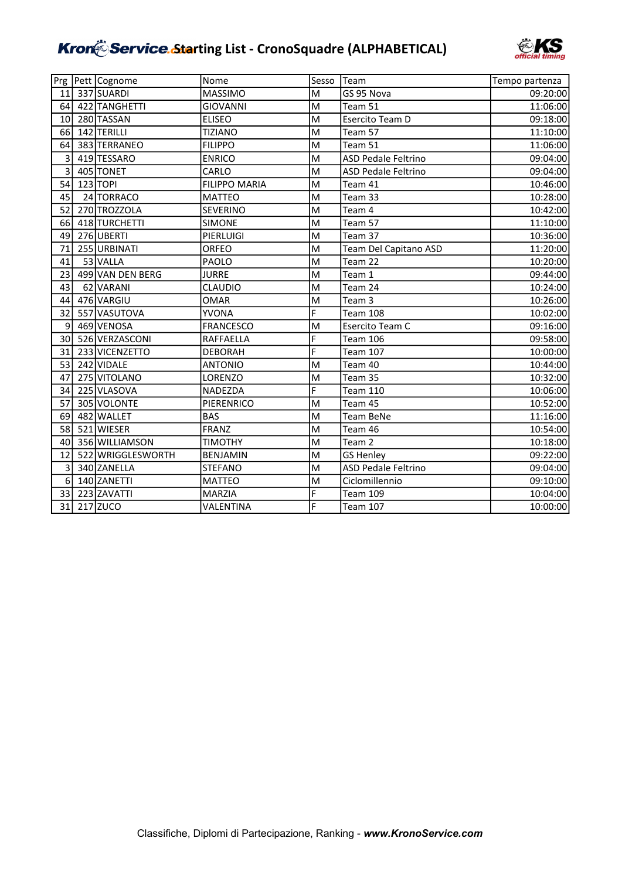# KronoService Starting List - CronoSquadre (ALPHABETICAL)

| Prg | Pett | Cognome | Nome | Sesso | Team | Tempo partenza |
|---|---|---|---|---|---|---|
| 11 | 337 | SUARDI | MASSIMO | M | GS 95 Nova | 09:20:00 |
| 64 | 422 | TANGHETTI | GIOVANNI | M | Team 51 | 11:06:00 |
| 10 | 280 | TASSAN | ELISEO | M | Esercito Team D | 09:18:00 |
| 66 | 142 | TERILLI | TIZIANO | M | Team 57 | 11:10:00 |
| 64 | 383 | TERRANEO | FILIPPO | M | Team 51 | 11:06:00 |
| 3 | 419 | TESSARO | ENRICO | M | ASD Pedale Feltrino | 09:04:00 |
| 3 | 405 | TONET | CARLO | M | ASD Pedale Feltrino | 09:04:00 |
| 54 | 123 | TOPI | FILIPPO MARIA | M | Team 41 | 10:46:00 |
| 45 | 24 | TORRACO | MATTEO | M | Team 33 | 10:28:00 |
| 52 | 270 | TROZZOLA | SEVERINO | M | Team 4 | 10:42:00 |
| 66 | 418 | TURCHETTI | SIMONE | M | Team 57 | 11:10:00 |
| 49 | 276 | UBERTI | PIERLUIGI | M | Team 37 | 10:36:00 |
| 71 | 255 | URBINATI | ORFEO | M | Team Del Capitano ASD | 11:20:00 |
| 41 | 53 | VALLA | PAOLO | M | Team 22 | 10:20:00 |
| 23 | 499 | VAN DEN BERG | JURRE | M | Team 1 | 09:44:00 |
| 43 | 62 | VARANI | CLAUDIO | M | Team 24 | 10:24:00 |
| 44 | 476 | VARGIU | OMAR | M | Team 3 | 10:26:00 |
| 32 | 557 | VASUTOVA | YVONA | F | Team 108 | 10:02:00 |
| 9 | 469 | VENOSA | FRANCESCO | M | Esercito Team C | 09:16:00 |
| 30 | 526 | VERZASCONI | RAFFAELLA | F | Team 106 | 09:58:00 |
| 31 | 233 | VICENZETTO | DEBORAH | F | Team 107 | 10:00:00 |
| 53 | 242 | VIDALE | ANTONIO | M | Team 40 | 10:44:00 |
| 47 | 275 | VITOLANO | LORENZO | M | Team 35 | 10:32:00 |
| 34 | 225 | VLASOVA | NADEZDA | F | Team 110 | 10:06:00 |
| 57 | 305 | VOLONTE | PIERENRICO | M | Team 45 | 10:52:00 |
| 69 | 482 | WALLET | BAS | M | Team BeNe | 11:16:00 |
| 58 | 521 | WIESER | FRANZ | M | Team 46 | 10:54:00 |
| 40 | 356 | WILLIAMSON | TIMOTHY | M | Team 2 | 10:18:00 |
| 12 | 522 | WRIGGLESWORTH | BENJAMIN | M | GS Henley | 09:22:00 |
| 3 | 340 | ZANELLA | STEFANO | M | ASD Pedale Feltrino | 09:04:00 |
| 6 | 140 | ZANETTI | MATTEO | M | Ciclomillennio | 09:10:00 |
| 33 | 223 | ZAVATTI | MARZIA | F | Team 109 | 10:04:00 |
| 31 | 217 | ZUCO | VALENTINA | F | Team 107 | 10:00:00 |

Classifiche, Diplomi di Partecipazione, Ranking - ***www.KronoService.com***